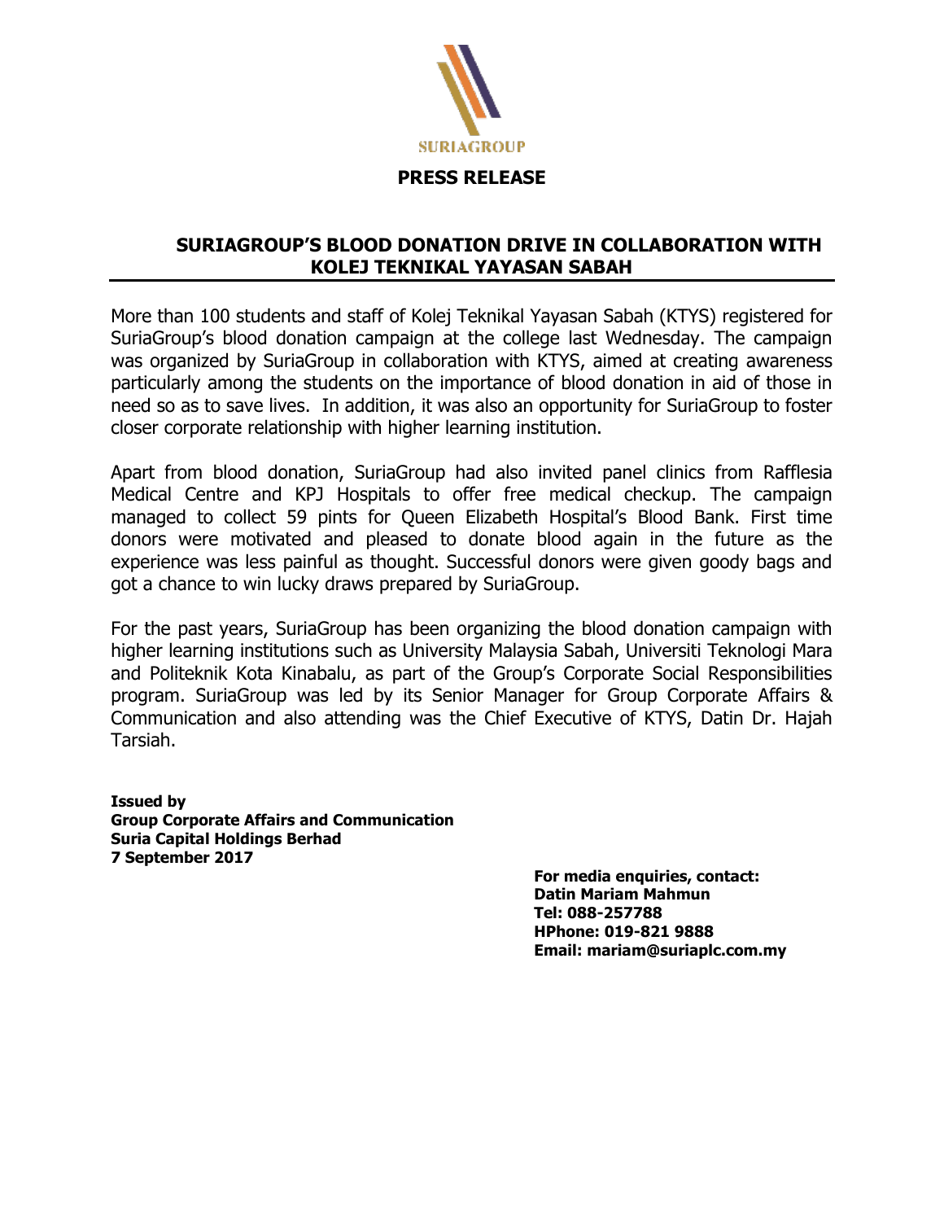SURIAGROUP

**PRESS RELEASE**

# SURIAGROUP'S BLOOD DONATION DRIVE IN COLLABORATION WITH KOLEJ TEKNIKAL YAYASAN SABAH

More than 100 students and staff of Kolej Teknikal Yayasan Sabah (KTYS) registered for SuriaGroup's blood donation campaign at the college last Wednesday. The campaign was organized by SuriaGroup in collaboration with KTYS, aimed at creating awareness particularly among the students on the importance of blood donation in aid of those in need so as to save lives. In addition, it was also an opportunity for SuriaGroup to foster closer corporate relationship with higher learning institution.

Apart from blood donation, SuriaGroup had also invited panel clinics from Rafflesia Medical Centre and KPJ Hospitals to offer free medical checkup. The campaign managed to collect 59 pints for Queen Elizabeth Hospital's Blood Bank. First time donors were motivated and pleased to donate blood again in the future as the experience was less painful as thought. Successful donors were given goody bags and got a chance to win lucky draws prepared by SuriaGroup.

For the past years, SuriaGroup has been organizing the blood donation campaign with higher learning institutions such as University Malaysia Sabah, Universiti Teknologi Mara and Politeknik Kota Kinabalu, as part of the Group's Corporate Social Responsibilities program. SuriaGroup was led by its Senior Manager for Group Corporate Affairs & Communication and also attending was the Chief Executive of KTYS, Datin Dr. Hajah Tarsiah.

**Issued by**
**Group Corporate Affairs and Communication**
**Suria Capital Holdings Berhad**
**7 September 2017**

**For media enquiries, contact:**
**Datin Mariam Mahmun**
**Tel: 088-257788**
**HPhone: 019-821 9888**
**Email: mariam@suriaplc.com.my**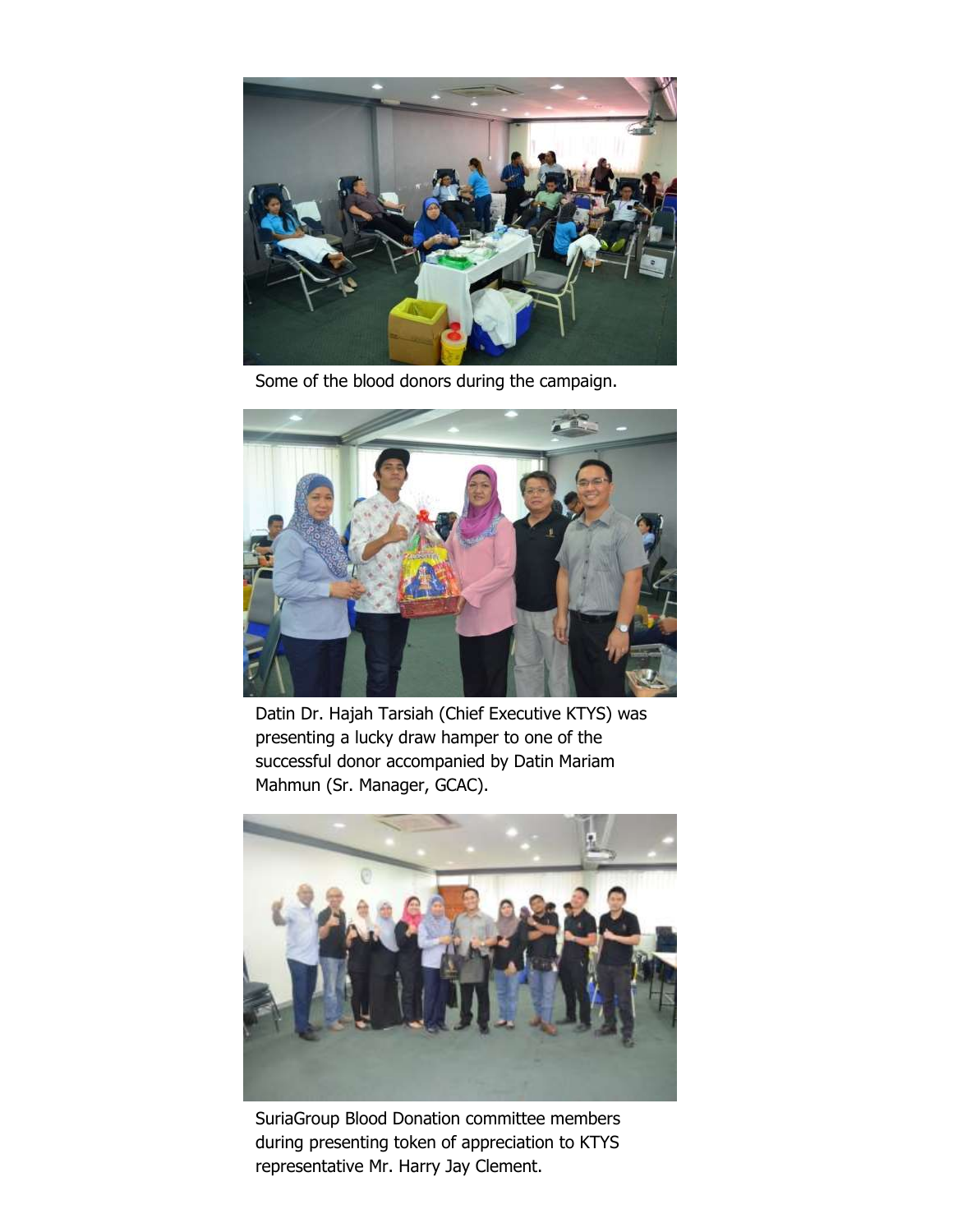Some of the blood donors during the campaign.

Datin Dr. Hajah Tarsiah (Chief Executive KTYS) was presenting a lucky draw hamper to one of the successful donor accompanied by Datin Mariam Mahmun (Sr. Manager, GCAC).

SuriaGroup Blood Donation committee members during presenting token of appreciation to KTYS representative Mr. Harry Jay Clement.